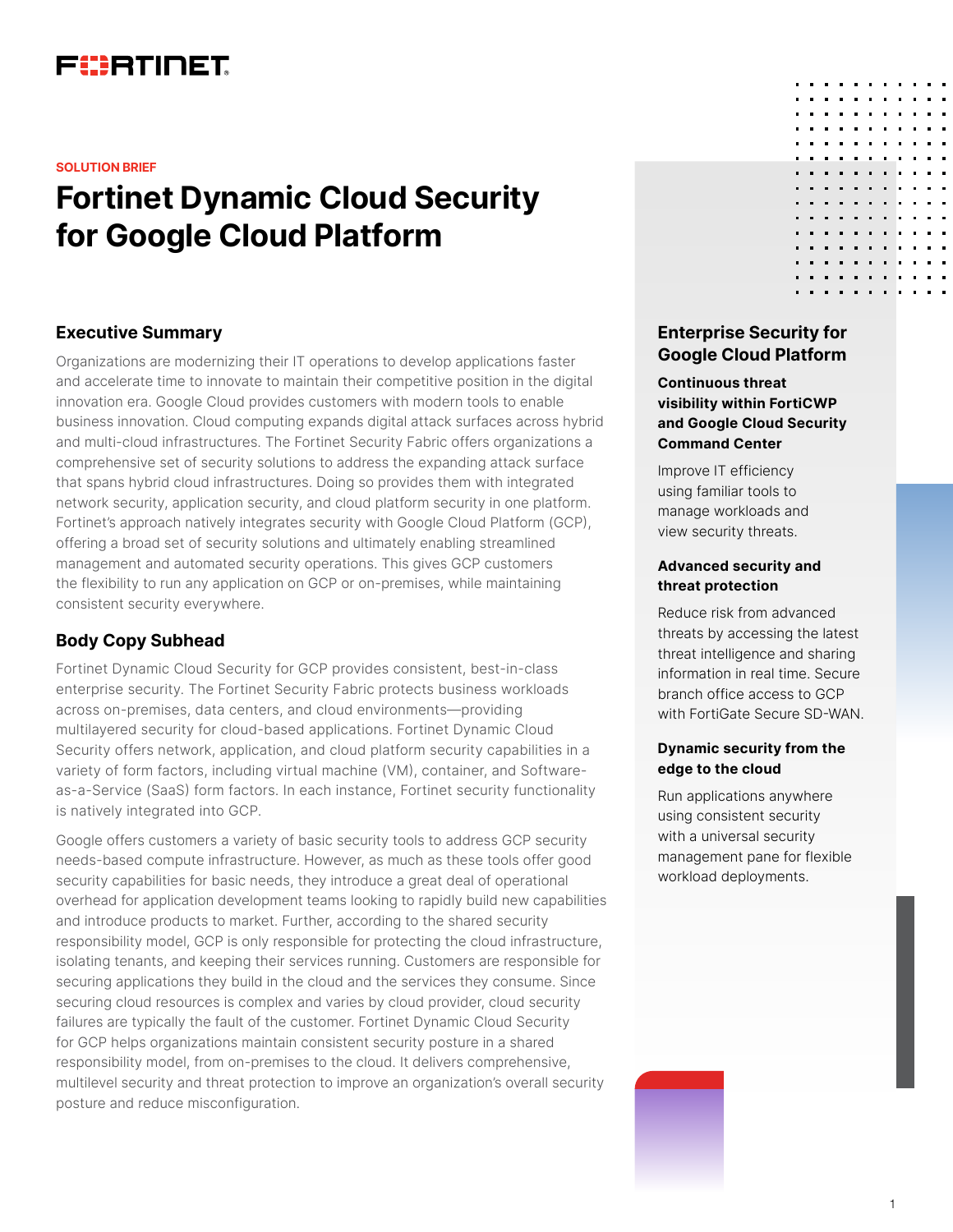SOLUTION BRIEF

# Fortinet Dynamic Cloud Security for Google Cloud Platform

## Executive Summary

Organizations are modernizing their IT operations to develop applications faster and accelerate time to innovate to maintain their competitive position in the digital innovation era. Google Cloud provides customers with modern tools to enable business innovation. Cloud computing expands digital attack surfaces across hybrid and multi-cloud infrastructures. The Fortinet Security Fabric offers organizations a comprehensive set of security solutions to address the expanding attack surface that spans hybrid cloud infrastructures. Doing so provides them with integrated network security, application security, and cloud platform security in one platform. Fortinet's approach natively integrates security with Google Cloud Platform (GCP), offering a broad set of security solutions and ultimately enabling streamlined management and automated security operations. This gives GCP customers the flexibility to run any application on GCP or on-premises, while maintaining consistent security everywhere.

## Body Copy Subhead

Fortinet Dynamic Cloud Security for GCP provides consistent, best-in-class enterprise security. The Fortinet Security Fabric protects business workloads across on-premises, data centers, and cloud environments—providing multilayered security for cloud-based applications. Fortinet Dynamic Cloud Security offers network, application, and cloud platform security capabilities in a variety of form factors, including virtual machine (VM), container, and Software-as-a-Service (SaaS) form factors. In each instance, Fortinet security functionality is natively integrated into GCP.

Google offers customers a variety of basic security tools to address GCP security needs-based compute infrastructure. However, as much as these tools offer good security capabilities for basic needs, they introduce a great deal of operational overhead for application development teams looking to rapidly build new capabilities and introduce products to market. Further, according to the shared security responsibility model, GCP is only responsible for protecting the cloud infrastructure, isolating tenants, and keeping their services running. Customers are responsible for securing applications they build in the cloud and the services they consume. Since securing cloud resources is complex and varies by cloud provider, cloud security failures are typically the fault of the customer. Fortinet Dynamic Cloud Security for GCP helps organizations maintain consistent security posture in a shared responsibility model, from on-premises to the cloud. It delivers comprehensive, multilevel security and threat protection to improve an organization's overall security posture and reduce misconfiguration.

## Enterprise Security for Google Cloud Platform

**Continuous threat visibility within FortiCWP and Google Cloud Security Command Center**

Improve IT efficiency using familiar tools to manage workloads and view security threats.

**Advanced security and threat protection**

Reduce risk from advanced threats by accessing the latest threat intelligence and sharing information in real time. Secure branch office access to GCP with FortiGate Secure SD-WAN.

**Dynamic security from the edge to the cloud**

Run applications anywhere using consistent security with a universal security management pane for flexible workload deployments.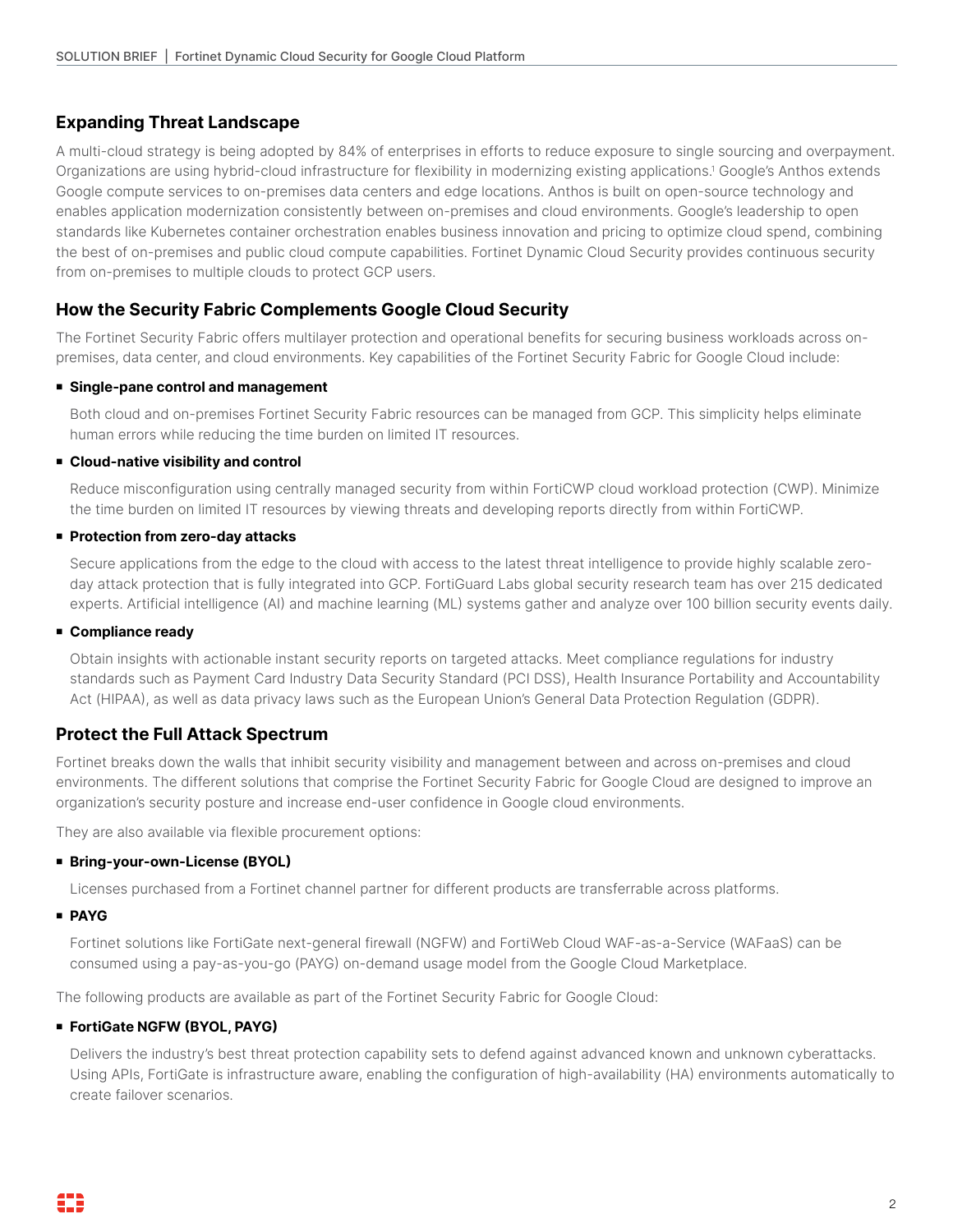## Expanding Threat Landscape

A multi-cloud strategy is being adopted by 84% of enterprises in efforts to reduce exposure to single sourcing and overpayment. Organizations are using hybrid-cloud infrastructure for flexibility in modernizing existing applications.[1] Google's Anthos extends Google compute services to on-premises data centers and edge locations. Anthos is built on open-source technology and enables application modernization consistently between on-premises and cloud environments. Google's leadership to open standards like Kubernetes container orchestration enables business innovation and pricing to optimize cloud spend, combining the best of on-premises and public cloud compute capabilities. Fortinet Dynamic Cloud Security provides continuous security from on-premises to multiple clouds to protect GCP users.

## How the Security Fabric Complements Google Cloud Security

The Fortinet Security Fabric offers multilayer protection and operational benefits for securing business workloads across on-premises, data center, and cloud environments. Key capabilities of the Fortinet Security Fabric for Google Cloud include:

- **Single-pane control and management**

  Both cloud and on-premises Fortinet Security Fabric resources can be managed from GCP. This simplicity helps eliminate human errors while reducing the time burden on limited IT resources.

- **Cloud-native visibility and control**

  Reduce misconfiguration using centrally managed security from within FortiCWP cloud workload protection (CWP). Minimize the time burden on limited IT resources by viewing threats and developing reports directly from within FortiCWP.

- **Protection from zero-day attacks**

  Secure applications from the edge to the cloud with access to the latest threat intelligence to provide highly scalable zero-day attack protection that is fully integrated into GCP. FortiGuard Labs global security research team has over 215 dedicated experts. Artificial intelligence (AI) and machine learning (ML) systems gather and analyze over 100 billion security events daily.

- **Compliance ready**

  Obtain insights with actionable instant security reports on targeted attacks. Meet compliance regulations for industry standards such as Payment Card Industry Data Security Standard (PCI DSS), Health Insurance Portability and Accountability Act (HIPAA), as well as data privacy laws such as the European Union's General Data Protection Regulation (GDPR).

## Protect the Full Attack Spectrum

Fortinet breaks down the walls that inhibit security visibility and management between and across on-premises and cloud environments. The different solutions that comprise the Fortinet Security Fabric for Google Cloud are designed to improve an organization's security posture and increase end-user confidence in Google cloud environments.

They are also available via flexible procurement options:

- **Bring-your-own-License (BYOL)**

  Licenses purchased from a Fortinet channel partner for different products are transferrable across platforms.

- **PAYG**

  Fortinet solutions like FortiGate next-general firewall (NGFW) and FortiWeb Cloud WAF-as-a-Service (WAFaaS) can be consumed using a pay-as-you-go (PAYG) on-demand usage model from the Google Cloud Marketplace.

The following products are available as part of the Fortinet Security Fabric for Google Cloud:

- **FortiGate NGFW (BYOL, PAYG)**

  Delivers the industry's best threat protection capability sets to defend against advanced known and unknown cyberattacks. Using APIs, FortiGate is infrastructure aware, enabling the configuration of high-availability (HA) environments automatically to create failover scenarios.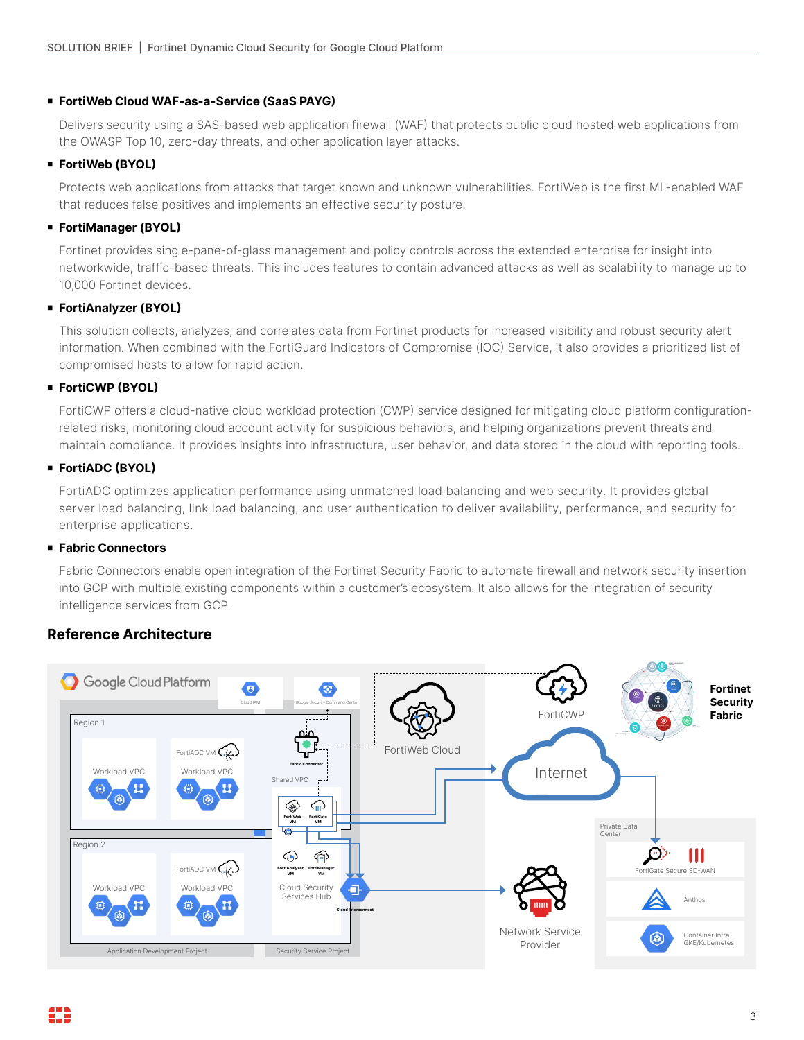- **FortiWeb Cloud WAF-as-a-Service (SaaS PAYG)**

  Delivers security using a SAS-based web application firewall (WAF) that protects public cloud hosted web applications from the OWASP Top 10, zero-day threats, and other application layer attacks.

- **FortiWeb (BYOL)**

  Protects web applications from attacks that target known and unknown vulnerabilities. FortiWeb is the first ML-enabled WAF that reduces false positives and implements an effective security posture.

- **FortiManager (BYOL)**

  Fortinet provides single-pane-of-glass management and policy controls across the extended enterprise for insight into networkwide, traffic-based threats. This includes features to contain advanced attacks as well as scalability to manage up to 10,000 Fortinet devices.

- **FortiAnalyzer (BYOL)**

  This solution collects, analyzes, and correlates data from Fortinet products for increased visibility and robust security alert information. When combined with the FortiGuard Indicators of Compromise (IOC) Service, it also provides a prioritized list of compromised hosts to allow for rapid action.

- **FortiCWP (BYOL)**

  FortiCWP offers a cloud-native cloud workload protection (CWP) service designed for mitigating cloud platform configuration-related risks, monitoring cloud account activity for suspicious behaviors, and helping organizations prevent threats and maintain compliance. It provides insights into infrastructure, user behavior, and data stored in the cloud with reporting tools..

- **FortiADC (BYOL)**

  FortiADC optimizes application performance using unmatched load balancing and web security. It provides global server load balancing, link load balancing, and user authentication to deliver availability, performance, and security for enterprise applications.

- **Fabric Connectors**

  Fabric Connectors enable open integration of the Fortinet Security Fabric to automate firewall and network security insertion into GCP with multiple existing components within a customer's ecosystem. It also allows for the integration of security intelligence services from GCP.

## Reference Architecture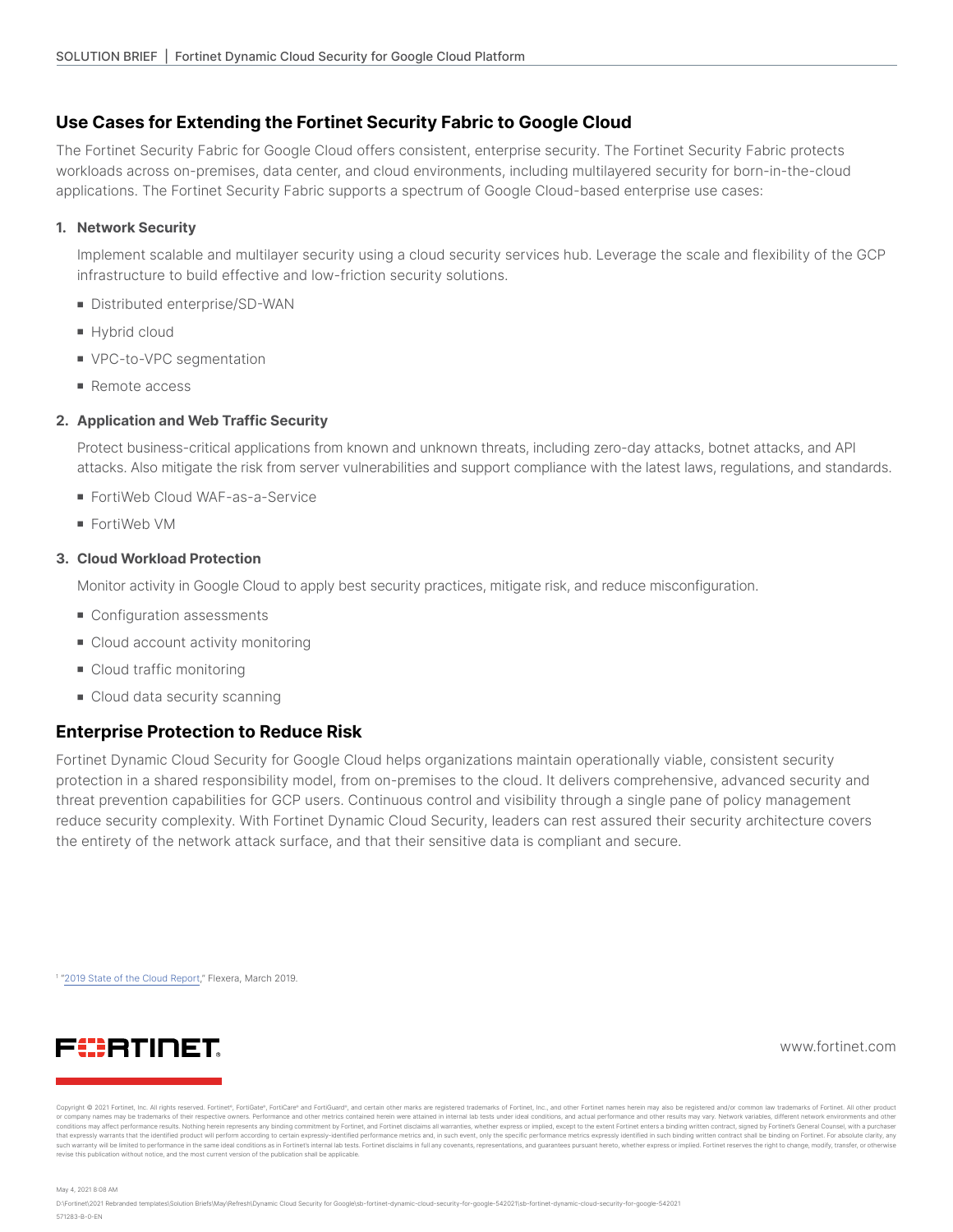## Use Cases for Extending the Fortinet Security Fabric to Google Cloud

The Fortinet Security Fabric for Google Cloud offers consistent, enterprise security. The Fortinet Security Fabric protects workloads across on-premises, data center, and cloud environments, including multilayered security for born-in-the-cloud applications. The Fortinet Security Fabric supports a spectrum of Google Cloud-based enterprise use cases:

1. **Network Security**

   Implement scalable and multilayer security using a cloud security services hub. Leverage the scale and flexibility of the GCP infrastructure to build effective and low-friction security solutions.

   - Distributed enterprise/SD-WAN
   - Hybrid cloud
   - VPC-to-VPC segmentation
   - Remote access

2. **Application and Web Traffic Security**

   Protect business-critical applications from known and unknown threats, including zero-day attacks, botnet attacks, and API attacks. Also mitigate the risk from server vulnerabilities and support compliance with the latest laws, regulations, and standards.

   - FortiWeb Cloud WAF-as-a-Service
   - FortiWeb VM

3. **Cloud Workload Protection**

   Monitor activity in Google Cloud to apply best security practices, mitigate risk, and reduce misconfiguration.

   - Configuration assessments
   - Cloud account activity monitoring
   - Cloud traffic monitoring
   - Cloud data security scanning

## Enterprise Protection to Reduce Risk

Fortinet Dynamic Cloud Security for Google Cloud helps organizations maintain operationally viable, consistent security protection in a shared responsibility model, from on-premises to the cloud. It delivers comprehensive, advanced security and threat prevention capabilities for GCP users. Continuous control and visibility through a single pane of policy management reduce security complexity. With Fortinet Dynamic Cloud Security, leaders can rest assured their security architecture covers the entirety of the network attack surface, and that their sensitive data is compliant and secure.

[1] "2019 State of the Cloud Report," Flexera, March 2019.

FURTINET.

www.fortinet.com

Copyright © 2021 Fortinet, Inc. All rights reserved. Fortinet®, FortiGate®, FortiCare® and FortiGuard®, and certain other marks are registered trademarks of Fortinet, Inc., and other Fortinet names herein may also be registered and/or common law trademarks of Fortinet. All other product or company names may be trademarks of their respective owners. Performance and other metrics contained herein were attained in internal lab tests under ideal conditions, and actual performance and other results may vary. Network variables, different network environments and other conditions may affect performance results. Nothing herein represents any binding commitment by Fortinet, and Fortinet disclaims all warranties, whether express or implied, except to the extent Fortinet enters a binding written contract, signed by Fortinet's General Counsel, with a purchaser that expressly warrants that the identified product will perform according to certain expressly-identified performance metrics and, in such event, only the specific performance metrics expressly identified in such binding written contract shall be binding on Fortinet. For absolute clarity, any such warranty will be limited to performance in the same ideal conditions as in Fortinet's internal lab tests. Fortinet disclaims in full any covenants, representations, and guarantees pursuant hereto, whether express or implied. Fortinet reserves the right to change, modify, transfer, or otherwise revise this publication without notice, and the most current version of the publication shall be applicable.

May 4, 2021 8:08 AM

D:\Fortinet\2021 Rebranded templates\Solution Briefs\May\Refresh\Dynamic Cloud Security for Google\sb-fortinet-dynamic-cloud-security-for-google-542021\sb-fortinet-dynamic-cloud-security-for-google-542021

571283-B-0-EN